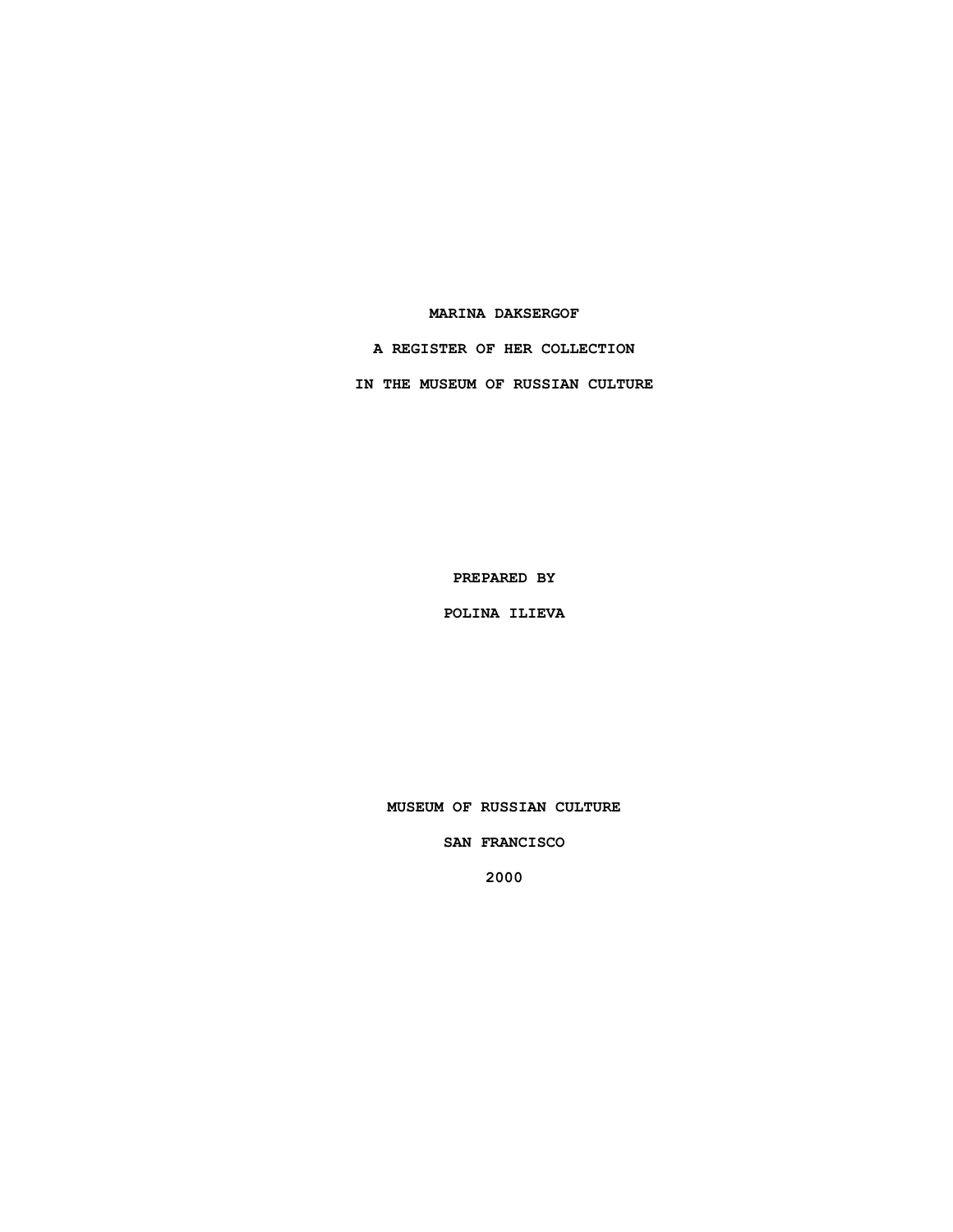# MARINA DAKSERGOF

## A REGISTER OF HER COLLECTION

## IN THE MUSEUM OF RUSSIAN CULTURE

**PREPARED BY**

**POLINA ILIEVA**

**MUSEUM OF RUSSIAN CULTURE**

**SAN FRANCISCO**

**2000**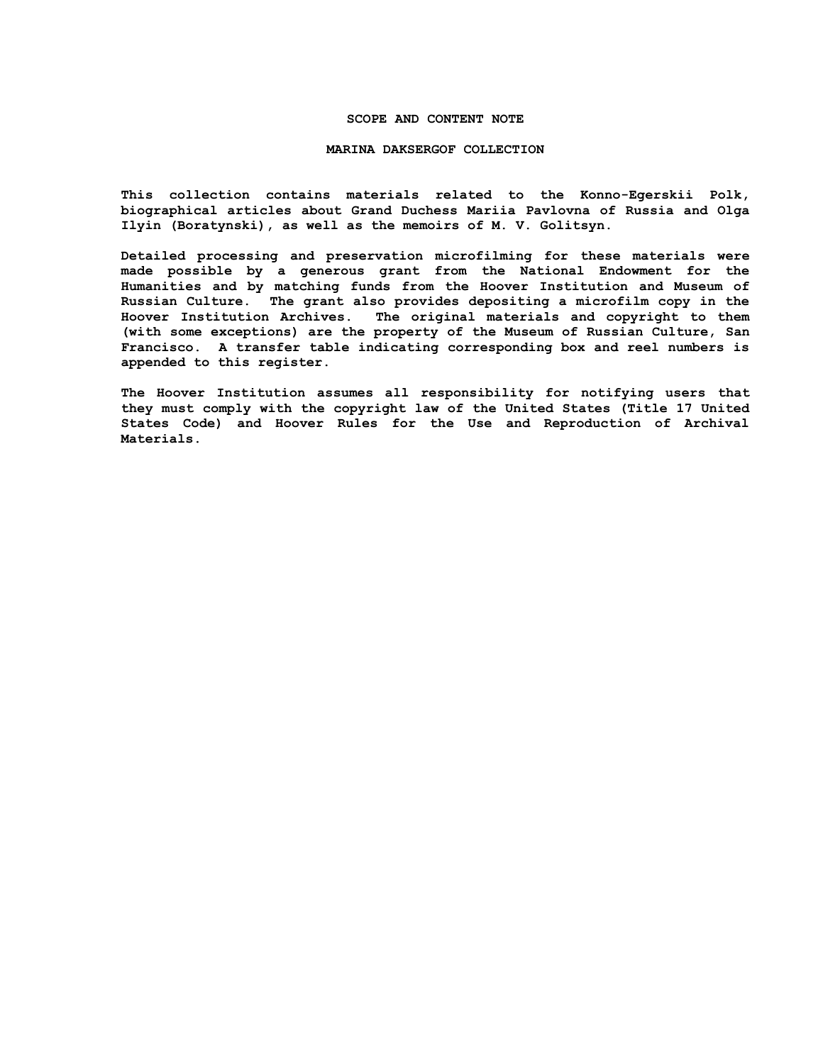## SCOPE AND CONTENT NOTE

## MARINA DAKSERGOF COLLECTION

This collection contains materials related to the Konno-Egerskii Polk, biographical articles about Grand Duchess Mariia Pavlovna of Russia and Olga Ilyin (Boratynski), as well as the memoirs of M. V. Golitsyn.

Detailed processing and preservation microfilming for these materials were made possible by a generous grant from the National Endowment for the Humanities and by matching funds from the Hoover Institution and Museum of Russian Culture. The grant also provides depositing a microfilm copy in the Hoover Institution Archives. The original materials and copyright to them (with some exceptions) are the property of the Museum of Russian Culture, San Francisco. A transfer table indicating corresponding box and reel numbers is appended to this register.

The Hoover Institution assumes all responsibility for notifying users that they must comply with the copyright law of the United States (Title 17 United States Code) and Hoover Rules for the Use and Reproduction of Archival Materials.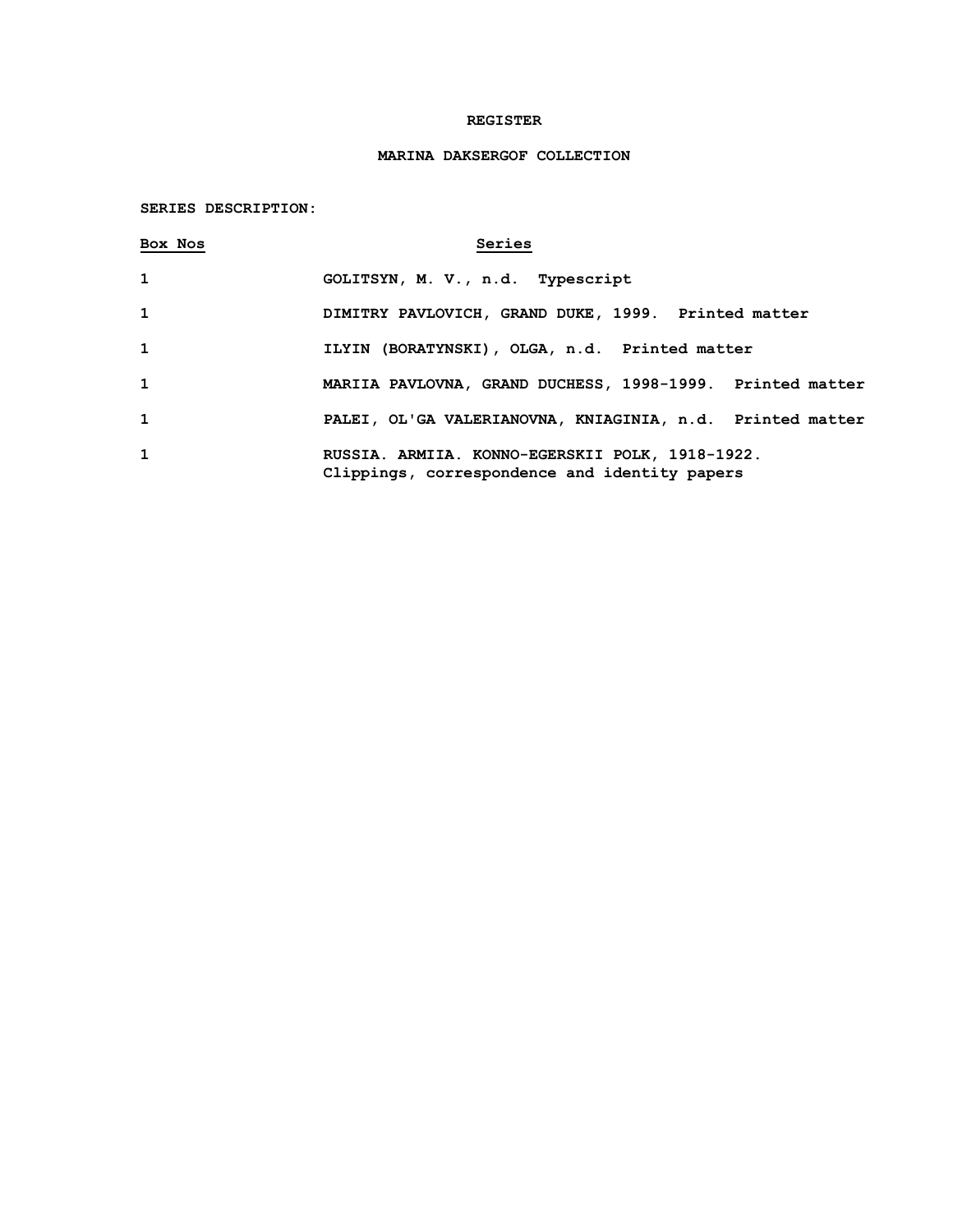# REGISTER

## MARINA DAKSERGOF COLLECTION

**SERIES DESCRIPTION:**

| Box Nos | Series |
|---|---|
| 1 | GOLITSYN, M. V., n.d. Typescript |
| 1 | DIMITRY PAVLOVICH, GRAND DUKE, 1999. Printed matter |
| 1 | ILYIN (BORATYNSKI), OLGA, n.d. Printed matter |
| 1 | MARIIA PAVLOVNA, GRAND DUCHESS, 1998-1999. Printed matter |
| 1 | PALEI, OL'GA VALERIANOVNA, KNIAGINIA, n.d. Printed matter |
| 1 | RUSSIA. ARMIIA. KONNO-EGERSKII POLK, 1918-1922. Clippings, correspondence and identity papers |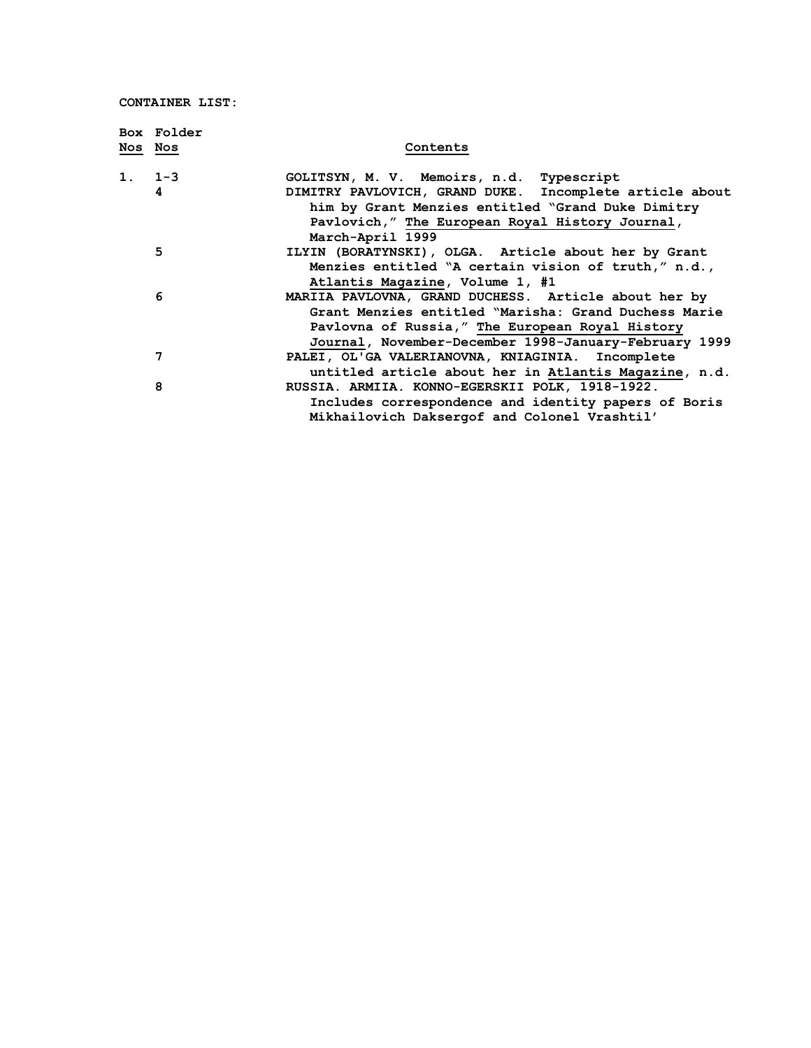**CONTAINER LIST:**

| Box Nos | Folder Nos | Contents |
|---|---|---|
| 1. | 1-3 | GOLITSYN, M. V. Memoirs, n.d. Typescript |
| | 4 | DIMITRY PAVLOVICH, GRAND DUKE. Incomplete article about him by Grant Menzies entitled "Grand Duke Dimitry Pavlovich," The European Royal History Journal, March-April 1999 |
| | 5 | ILYIN (BORATYNSKI), OLGA. Article about her by Grant Menzies entitled "A certain vision of truth," n.d., Atlantis Magazine, Volume 1, #1 |
| | 6 | MARIIA PAVLOVNA, GRAND DUCHESS. Article about her by Grant Menzies entitled "Marisha: Grand Duchess Marie Pavlovna of Russia," The European Royal History Journal, November-December 1998-January-February 1999 |
| | 7 | PALEI, OL'GA VALERIANOVNA, KNIAGINIA. Incomplete untitled article about her in Atlantis Magazine, n.d. |
| | 8 | RUSSIA. ARMIIA. KONNO-EGERSKII POLK, 1918-1922. Includes correspondence and identity papers of Boris Mikhailovich Daksergof and Colonel Vrashtil' |